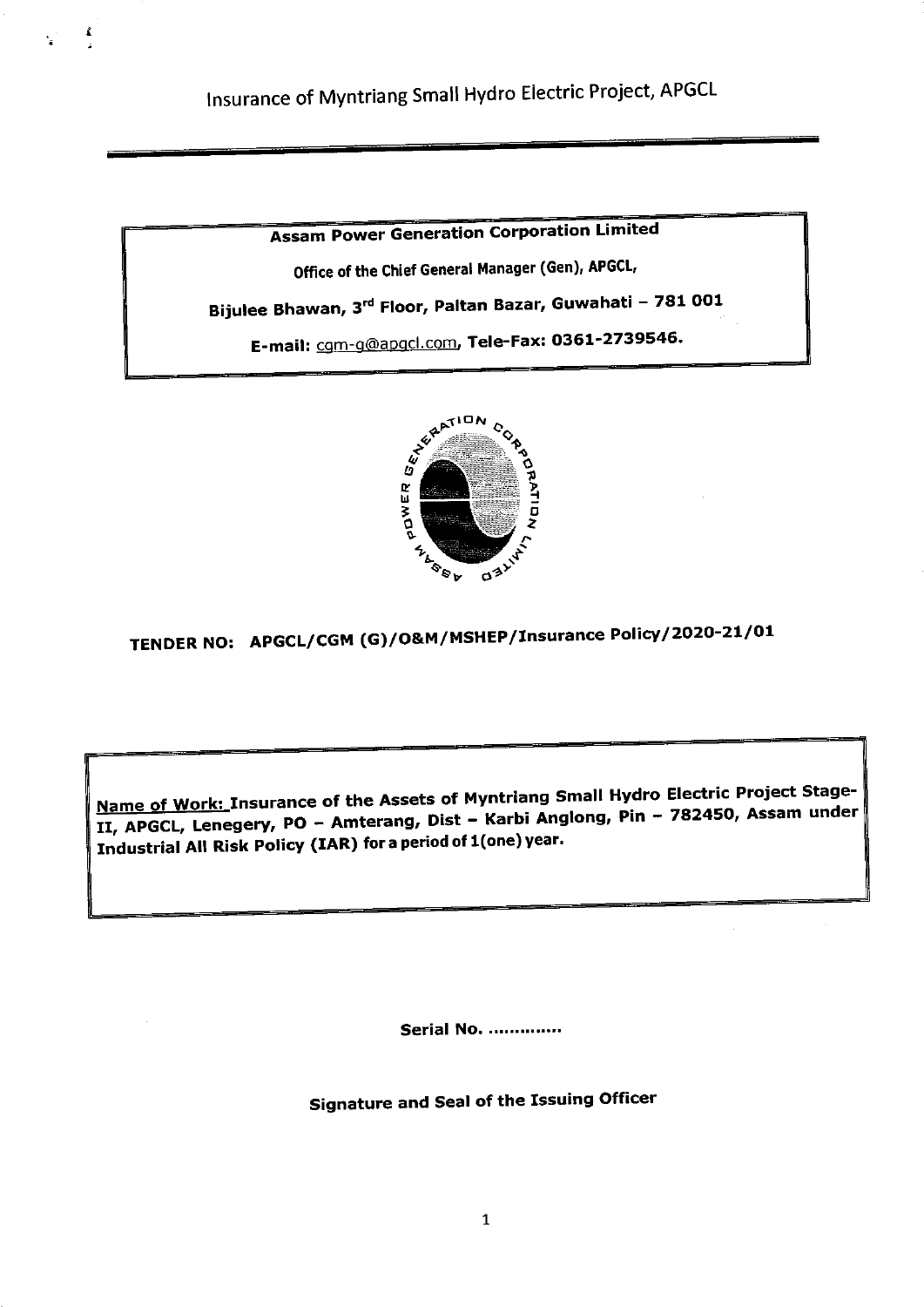# Insurance of Myntriang Small Hydro Electric Project, APGCL

**Assam Power Generation Corporation Limited**

**Office of the Chief General Manager (Gen), APGCL,**

**Bijulee Bhawan, 3rd Floor, Paltan Bazar, Guwahati – 781 001**

**E-mail:** cgm-g@apgcl.com, **Tele-Fax: 0361-2739546.**

## TENDER NO: APGCL/CGM (G)/O&M/MSHEP/Insurance Policy/2020-21/01

**Name of Work:** **Insurance of the Assets of Myntriang Small Hydro Electric Project Stage-II, APGCL, Lenegery, PO – Amterang, Dist – Karbi Anglong, Pin – 782450, Assam under Industrial All Risk Policy (IAR) for a period of 1(one) year.**

**Serial No. ..............**

**Signature and Seal of the Issuing Officer**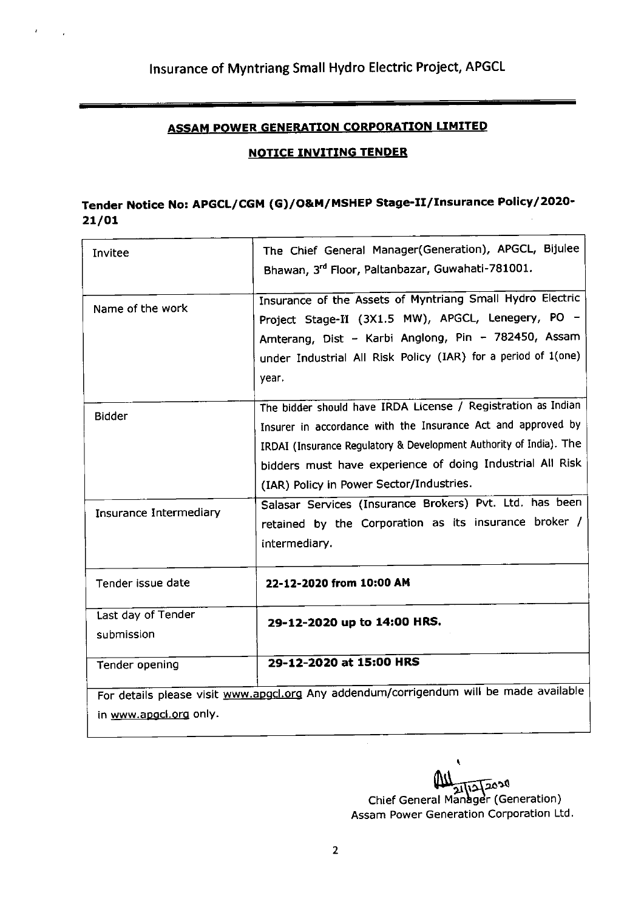# Insurance of Myntriang Small Hydro Electric Project, APGCL

## ASSAM POWER GENERATION CORPORATION LIMITED

## NOTICE INVITING TENDER

### Tender Notice No: APGCL/CGM (G)/O&M/MSHEP Stage-II/Insurance Policy/2020-21/01

| | |
|---|---|
| Invitee | The Chief General Manager(Generation), APGCL, Bijulee Bhawan, 3rd Floor, Paltanbazar, Guwahati-781001. |
| Name of the work | Insurance of the Assets of Myntriang Small Hydro Electric Project Stage-II (3X1.5 MW), APGCL, Lenegery, PO – Amterang, Dist – Karbi Anglong, Pin – 782450, Assam under Industrial All Risk Policy (IAR) for a period of 1(one) year. |
| Bidder | The bidder should have IRDA License / Registration as Indian Insurer in accordance with the Insurance Act and approved by IRDAI (Insurance Regulatory & Development Authority of India). The bidders must have experience of doing Industrial All Risk (IAR) Policy in Power Sector/Industries. |
| Insurance Intermediary | Salasar Services (Insurance Brokers) Pvt. Ltd. has been retained by the Corporation as its insurance broker / intermediary. |
| Tender issue date | **22-12-2020 from 10:00 AM** |
| Last day of Tender submission | **29-12-2020 up to 14:00 HRS.** |
| Tender opening | **29-12-2020 at 15:00 HRS** |
| For details please visit www.apgcl.org Any addendum/corrigendum will be made available in www.apgcl.org only. | |

21/12/2020
Chief General Manager (Generation)
Assam Power Generation Corporation Ltd.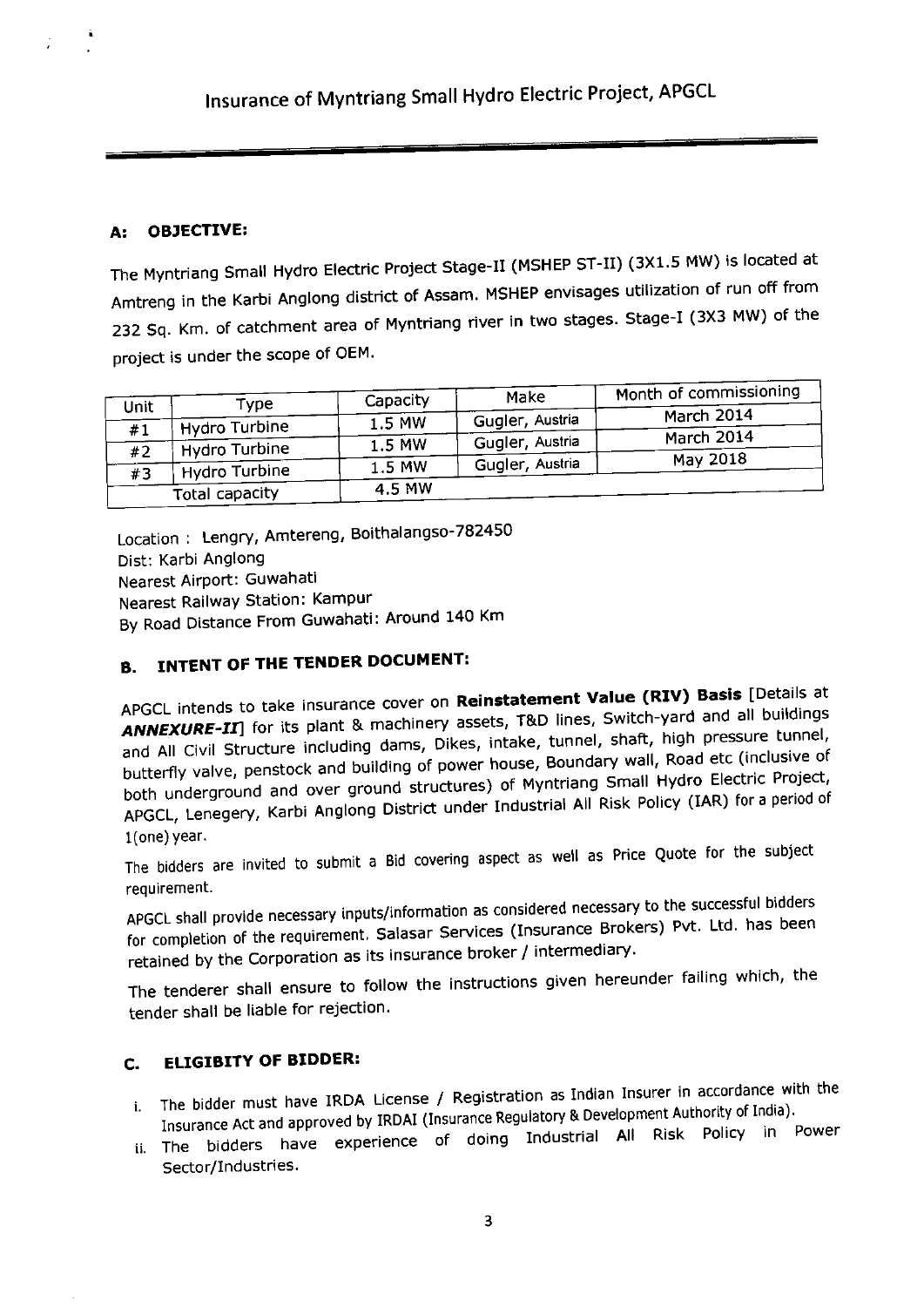# Insurance of Myntriang Small Hydro Electric Project, APGCL

## A: OBJECTIVE:

The Myntriang Small Hydro Electric Project Stage-II (MSHEP ST-II) (3X1.5 MW) is located at Amtreng in the Karbi Anglong district of Assam. MSHEP envisages utilization of run off from 232 Sq. Km. of catchment area of Myntriang river in two stages. Stage-I (3X3 MW) of the project is under the scope of OEM.

| Unit | Type | Capacity | Make | Month of commissioning |
|---|---|---|---|---|
| #1 | Hydro Turbine | 1.5 MW | Gugler, Austria | March 2014 |
| #2 | Hydro Turbine | 1.5 MW | Gugler, Austria | March 2014 |
| #3 | Hydro Turbine | 1.5 MW | Gugler, Austria | May 2018 |
| Total capacity | | 4.5 MW | | |

Location : Lengry, Amtereng, Boithalangso-782450
Dist: Karbi Anglong
Nearest Airport: Guwahati
Nearest Railway Station: Kampur
By Road Distance From Guwahati: Around 140 Km

## B. INTENT OF THE TENDER DOCUMENT:

APGCL intends to take insurance cover on **Reinstatement Value (RIV) Basis** [Details at ***ANNEXURE-II***] for its plant & machinery assets, T&D lines, Switch-yard and all buildings and All Civil Structure including dams, Dikes, intake, tunnel, shaft, high pressure tunnel, butterfly valve, penstock and building of power house, Boundary wall, Road etc (inclusive of both underground and over ground structures) of Myntriang Small Hydro Electric Project, APGCL, Lenegery, Karbi Anglong District under Industrial All Risk Policy (IAR) for a period of 1(one) year.

The bidders are invited to submit a Bid covering aspect as well as Price Quote for the subject requirement.

APGCL shall provide necessary inputs/information as considered necessary to the successful bidders for completion of the requirement. Salasar Services (Insurance Brokers) Pvt. Ltd. has been retained by the Corporation as its insurance broker / intermediary.

The tenderer shall ensure to follow the instructions given hereunder failing which, the tender shall be liable for rejection.

## C. ELIGIBITY OF BIDDER:

i. The bidder must have IRDA License / Registration as Indian Insurer in accordance with the Insurance Act and approved by IRDAI (Insurance Regulatory & Development Authority of India).
ii. The bidders have experience of doing Industrial All Risk Policy in Power Sector/Industries.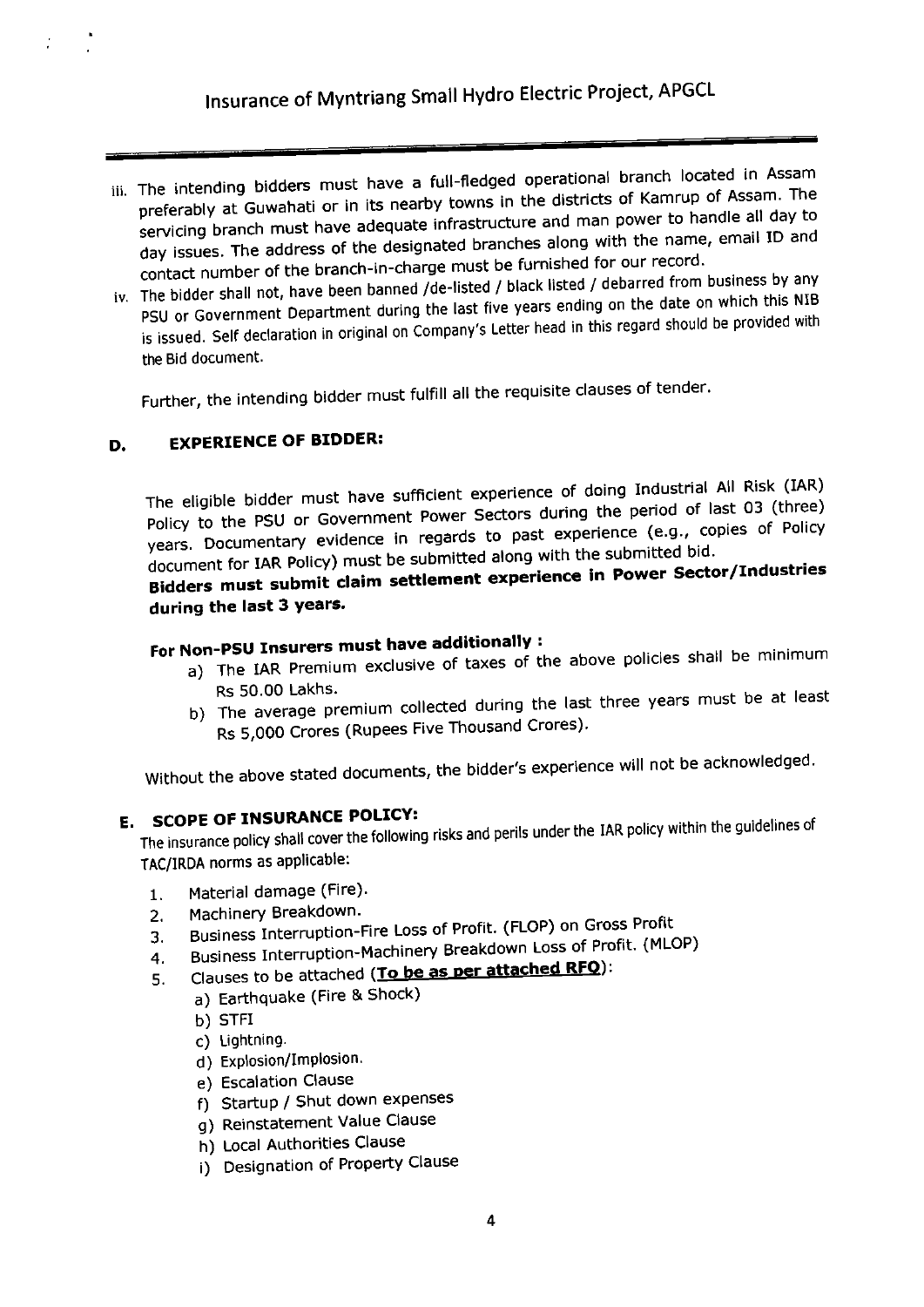iii. The intending bidders must have a full-fledged operational branch located in Assam preferably at Guwahati or in its nearby towns in the districts of Kamrup of Assam. The servicing branch must have adequate infrastructure and man power to handle all day to day issues. The address of the designated branches along with the name, email ID and contact number of the branch-in-charge must be furnished for our record.

iv. The bidder shall not, have been banned /de-listed / black listed / debarred from business by any PSU or Government Department during the last five years ending on the date on which this NIB is issued. Self declaration in original on Company's Letter head in this regard should be provided with the Bid document.

Further, the intending bidder must fulfill all the requisite clauses of tender.

## D. EXPERIENCE OF BIDDER:

The eligible bidder must have sufficient experience of doing Industrial All Risk (IAR) Policy to the PSU or Government Power Sectors during the period of last 03 (three) years. Documentary evidence in regards to past experience (e.g., copies of Policy document for IAR Policy) must be submitted along with the submitted bid.

**Bidders must submit claim settlement experience in Power Sector/Industries during the last 3 years.**

**For Non-PSU Insurers must have additionally :**

a) The IAR Premium exclusive of taxes of the above policies shall be minimum Rs 50.00 Lakhs.

b) The average premium collected during the last three years must be at least Rs 5,000 Crores (Rupees Five Thousand Crores).

Without the above stated documents, the bidder's experience will not be acknowledged.

## E. SCOPE OF INSURANCE POLICY:

The insurance policy shall cover the following risks and perils under the IAR policy within the guidelines of TAC/IRDA norms as applicable:

1. Material damage (Fire).
2. Machinery Breakdown.
3. Business Interruption-Fire Loss of Profit. (FLOP) on Gross Profit
4. Business Interruption-Machinery Breakdown Loss of Profit. (MLOP)
5. Clauses to be attached (**<u>To be as per attached RFQ</u>**):
   a) Earthquake (Fire & Shock)
   b) STFI
   c) Lightning.
   d) Explosion/Implosion.
   e) Escalation Clause
   f) Startup / Shut down expenses
   g) Reinstatement Value Clause
   h) Local Authorities Clause
   i) Designation of Property Clause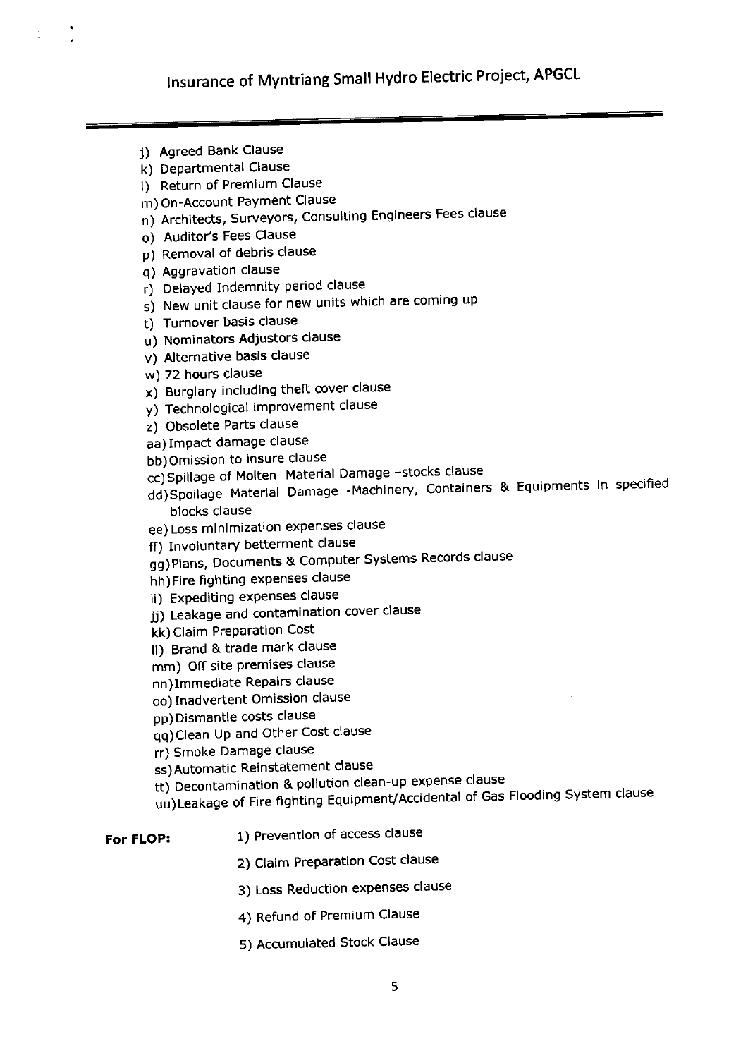j) Agreed Bank Clause
k) Departmental Clause
l) Return of Premium Clause
m) On-Account Payment Clause
n) Architects, Surveyors, Consulting Engineers Fees clause
o) Auditor's Fees Clause
p) Removal of debris clause
q) Aggravation clause
r) Delayed Indemnity period clause
s) New unit clause for new units which are coming up
t) Turnover basis clause
u) Nominators Adjustors clause
v) Alternative basis clause
w) 72 hours clause
x) Burglary including theft cover clause
y) Technological improvement clause
z) Obsolete Parts clause
aa) Impact damage clause
bb) Omission to insure clause
cc) Spillage of Molten Material Damage –stocks clause
dd) Spoilage Material Damage -Machinery, Containers & Equipments in specified blocks clause
ee) Loss minimization expenses clause
ff) Involuntary betterment clause
gg) Plans, Documents & Computer Systems Records clause
hh) Fire fighting expenses clause
ii) Expediting expenses clause
jj) Leakage and contamination cover clause
kk) Claim Preparation Cost
ll) Brand & trade mark clause
mm) Off site premises clause
nn) Immediate Repairs clause
oo) Inadvertent Omission clause
pp) Dismantle costs clause
qq) Clean Up and Other Cost clause
rr) Smoke Damage clause
ss) Automatic Reinstatement clause
tt) Decontamination & pollution clean-up expense clause
uu) Leakage of Fire fighting Equipment/Accidental of Gas Flooding System clause

**For FLOP:**

1) Prevention of access clause
2) Claim Preparation Cost clause
3) Loss Reduction expenses clause
4) Refund of Premium Clause
5) Accumulated Stock Clause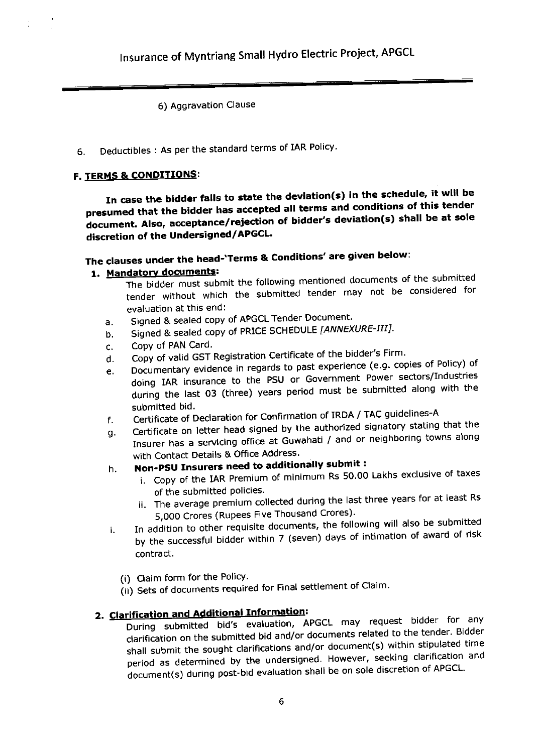6) Aggravation Clause

6. Deductibles : As per the standard terms of IAR Policy.

## F. TERMS & CONDITIONS:

**In case the bidder fails to state the deviation(s) in the schedule, it will be presumed that the bidder has accepted all terms and conditions of this tender document. Also, acceptance/rejection of bidder's deviation(s) shall be at sole discretion of the Undersigned/APGCL.**

**The clauses under the head-'Terms & Conditions' are given below:**

1. **Mandatory documents:**

   The bidder must submit the following mentioned documents of the submitted tender without which the submitted tender may not be considered for evaluation at this end:

   a. Signed & sealed copy of APGCL Tender Document.
   b. Signed & sealed copy of PRICE SCHEDULE *[ANNEXURE-III]*.
   c. Copy of PAN Card.
   d. Copy of valid GST Registration Certificate of the bidder's Firm.
   e. Documentary evidence in regards to past experience (e.g. copies of Policy) of doing IAR insurance to the PSU or Government Power sectors/Industries during the last 03 (three) years period must be submitted along with the submitted bid.
   f. Certificate of Declaration for Confirmation of IRDA / TAC guidelines-A
   g. Certificate on letter head signed by the authorized signatory stating that the Insurer has a servicing office at Guwahati / and or neighboring towns along with Contact Details & Office Address.
   h. **Non-PSU Insurers need to additionally submit :**
      i. Copy of the IAR Premium of minimum Rs 50.00 Lakhs exclusive of taxes of the submitted policies.
      ii. The average premium collected during the last three years for at least Rs 5,000 Crores (Rupees Five Thousand Crores).
   i. In addition to other requisite documents, the following will also be submitted by the successful bidder within 7 (seven) days of intimation of award of risk contract.

      (i) Claim form for the Policy.
      (ii) Sets of documents required for Final settlement of Claim.

2. **Clarification and Additional Information:**

   During submitted bid's evaluation, APGCL may request bidder for any clarification on the submitted bid and/or documents related to the tender. Bidder shall submit the sought clarifications and/or document(s) within stipulated time period as determined by the undersigned. However, seeking clarification and document(s) during post-bid evaluation shall be on sole discretion of APGCL.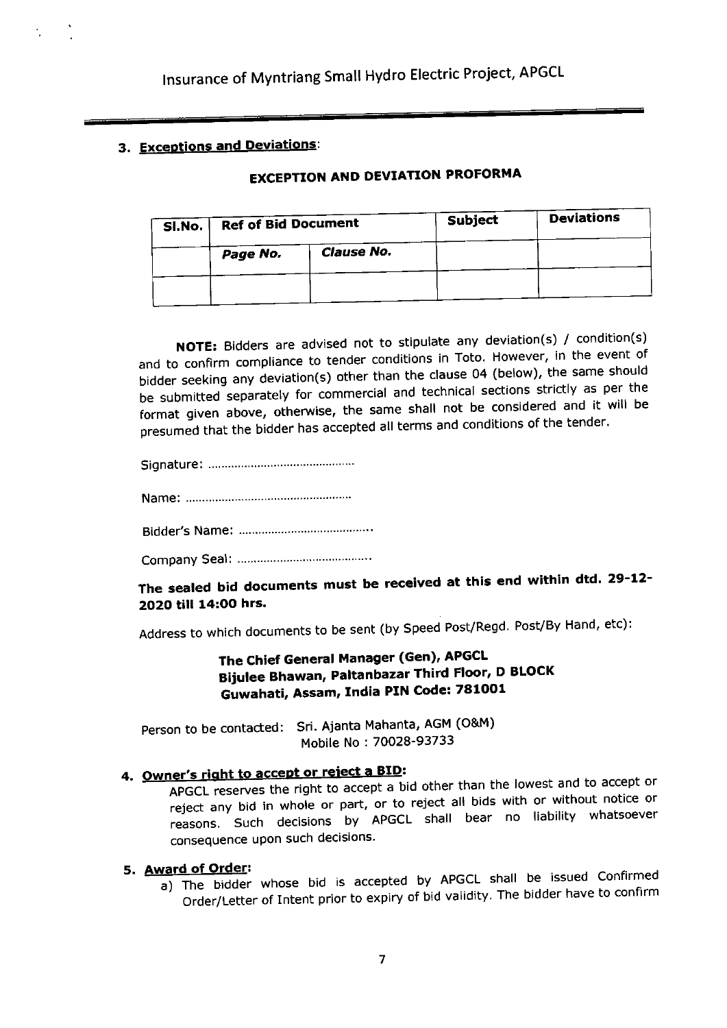### 3. Exceptions and Deviations:

## EXCEPTION AND DEVIATION PROFORMA

| Sl.No. | Ref of Bid Document | | Subject | Deviations |
|---|---|---|---|---|
| | *Page No.* | *Clause No.* | | |
| | | | | |

**NOTE:** Bidders are advised not to stipulate any deviation(s) / condition(s) and to confirm compliance to tender conditions in Toto. However, in the event of bidder seeking any deviation(s) other than the clause 04 (below), the same should be submitted separately for commercial and technical sections strictly as per the format given above, otherwise, the same shall not be considered and it will be presumed that the bidder has accepted all terms and conditions of the tender.

Signature: ............................................

Name: ..................................................

Bidder's Name: ........................................

Company Seal: ........................................

**The sealed bid documents must be received at this end within dtd. 29-12-2020 till 14:00 hrs.**

Address to which documents to be sent (by Speed Post/Regd. Post/By Hand, etc):

**The Chief General Manager (Gen), APGCL**
**Bijulee Bhawan, Paltanbazar Third Floor, D BLOCK**
**Guwahati, Assam, India PIN Code: 781001**

Person to be contacted: Sri. Ajanta Mahanta, AGM (O&M)
Mobile No : 70028-93733

### 4. Owner's right to accept or reject a BID:

APGCL reserves the right to accept a bid other than the lowest and to accept or reject any bid in whole or part, or to reject all bids with or without notice or reasons. Such decisions by APGCL shall bear no liability whatsoever consequence upon such decisions.

### 5. Award of Order:

a) The bidder whose bid is accepted by APGCL shall be issued Confirmed Order/Letter of Intent prior to expiry of bid validity. The bidder have to confirm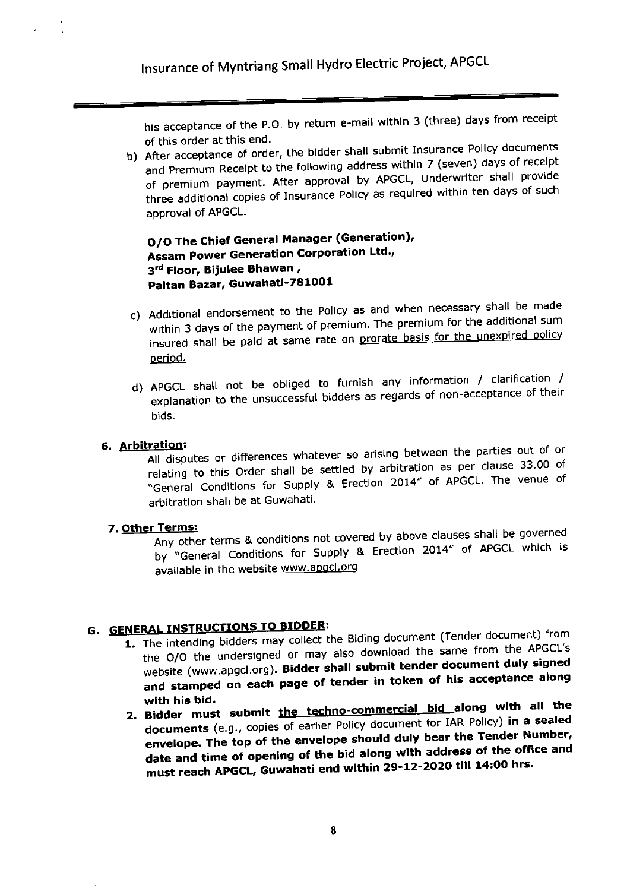his acceptance of the P.O. by return e-mail within 3 (three) days from receipt of this order at this end.

b) After acceptance of order, the bidder shall submit Insurance Policy documents and Premium Receipt to the following address within 7 (seven) days of receipt of premium payment. After approval by APGCL, Underwriter shall provide three additional copies of Insurance Policy as required within ten days of such approval of APGCL.

   **O/O The Chief General Manager (Generation),**
   **Assam Power Generation Corporation Ltd.,**
   **3rd Floor, Bijulee Bhawan ,**
   **Paltan Bazar, Guwahati-781001**

c) Additional endorsement to the Policy as and when necessary shall be made within 3 days of the payment of premium. The premium for the additional sum insured shall be paid at same rate on prorate basis for the unexpired policy period.

d) APGCL shall not be obliged to furnish any information / clarification / explanation to the unsuccessful bidders as regards of non-acceptance of their bids.

**6. Arbitration:**

All disputes or differences whatever so arising between the parties out of or relating to this Order shall be settled by arbitration as per clause 33.00 of "General Conditions for Supply & Erection 2014" of APGCL. The venue of arbitration shall be at Guwahati.

**7. Other Terms:**

Any other terms & conditions not covered by above clauses shall be governed by "General Conditions for Supply & Erection 2014" of APGCL which is available in the website www.apgcl.org

## G. GENERAL INSTRUCTIONS TO BIDDER:

1. The intending bidders may collect the Biding document (Tender document) from the O/O the undersigned or may also download the same from the APGCL's website (www.apgcl.org). **Bidder shall submit tender document duly signed and stamped on each page of tender in token of his acceptance along with his bid.**
2. **Bidder must submit the techno-commercial bid along with all the documents** (e.g., copies of earlier Policy document for IAR Policy) **in a sealed envelope. The top of the envelope should duly bear the Tender Number, date and time of opening of the bid along with address of the office and must reach APGCL, Guwahati end within 29-12-2020 till 14:00 hrs.**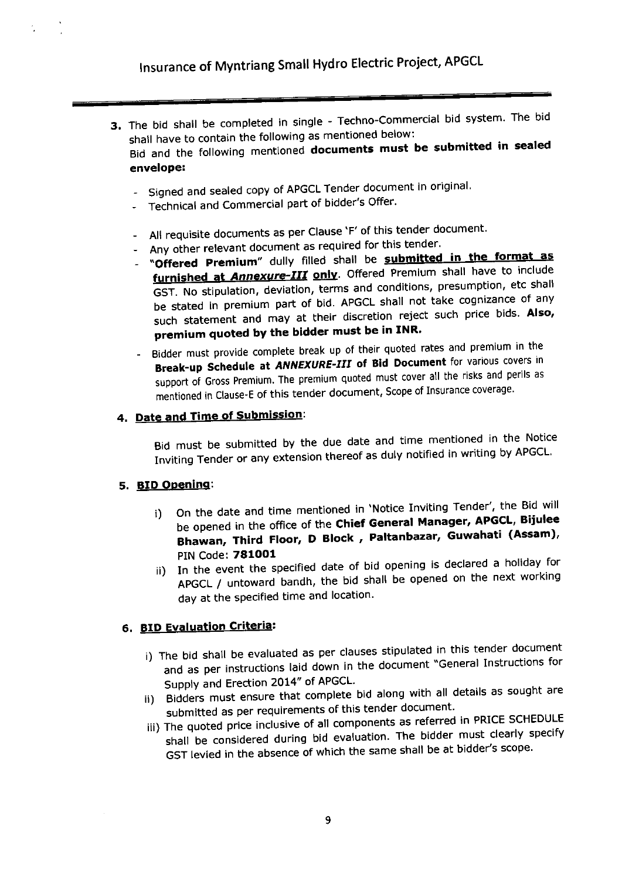3. The bid shall be completed in single - Techno-Commercial bid system. The bid shall have to contain the following as mentioned below:
   Bid and the following mentioned **documents must be submitted in sealed envelope:**

   - Signed and sealed copy of APGCL Tender document in original.
   - Technical and Commercial part of bidder's Offer.
   - All requisite documents as per Clause 'F' of this tender document.
   - Any other relevant document as required for this tender.
   - **"Offered Premium"** dully filled shall be **submitted in the format as furnished at *Annexure-III* only**. Offered Premium shall have to include GST. No stipulation, deviation, terms and conditions, presumption, etc shall be stated in premium part of bid. APGCL shall not take cognizance of any such statement and may at their discretion reject such price bids. **Also, premium quoted by the bidder must be in INR.**
   - Bidder must provide complete break up of their quoted rates and premium in the **Break-up Schedule at *ANNEXURE-III* of Bid Document** for various covers in support of Gross Premium. The premium quoted must cover all the risks and perils as mentioned in Clause-E of this tender document, Scope of Insurance coverage.

4. **Date and Time of Submission**:

   Bid must be submitted by the due date and time mentioned in the Notice Inviting Tender or any extension thereof as duly notified in writing by APGCL.

5. **BID Opening**:

   i) On the date and time mentioned in 'Notice Inviting Tender', the Bid will be opened in the office of the **Chief General Manager, APGCL, Bijulee Bhawan, Third Floor, D Block , Paltanbazar, Guwahati (Assam),** PIN Code: **781001**

   ii) In the event the specified date of bid opening is declared a holiday for APGCL / untoward bandh, the bid shall be opened on the next working day at the specified time and location.

6. **BID Evaluation Criteria:**

   i) The bid shall be evaluated as per clauses stipulated in this tender document and as per instructions laid down in the document "General Instructions for Supply and Erection 2014" of APGCL.

   ii) Bidders must ensure that complete bid along with all details as sought are submitted as per requirements of this tender document.

   iii) The quoted price inclusive of all components as referred in PRICE SCHEDULE shall be considered during bid evaluation. The bidder must clearly specify GST levied in the absence of which the same shall be at bidder's scope.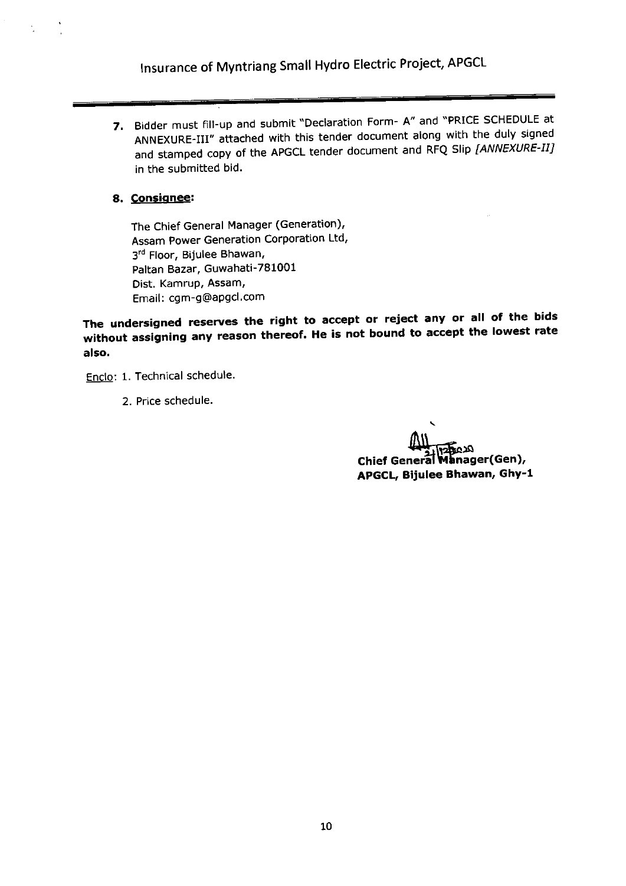7. Bidder must fill-up and submit "Declaration Form- A" and "PRICE SCHEDULE at ANNEXURE-III" attached with this tender document along with the duly signed and stamped copy of the APGCL tender document and RFQ Slip *[ANNEXURE-II]* in the submitted bid.

8. **Consignee:**

   The Chief General Manager (Generation),
   Assam Power Generation Corporation Ltd,
   3rd Floor, Bijulee Bhawan,
   Paltan Bazar, Guwahati-781001
   Dist. Kamrup, Assam,
   Email: cgm-g@apgcl.com

**The undersigned reserves the right to accept or reject any or all of the bids without assigning any reason thereof. He is not bound to accept the lowest rate also.**

Enclo: 1. Technical schedule.

2. Price schedule.

**Chief General Manager(Gen),**
**APGCL, Bijulee Bhawan, Ghy-1**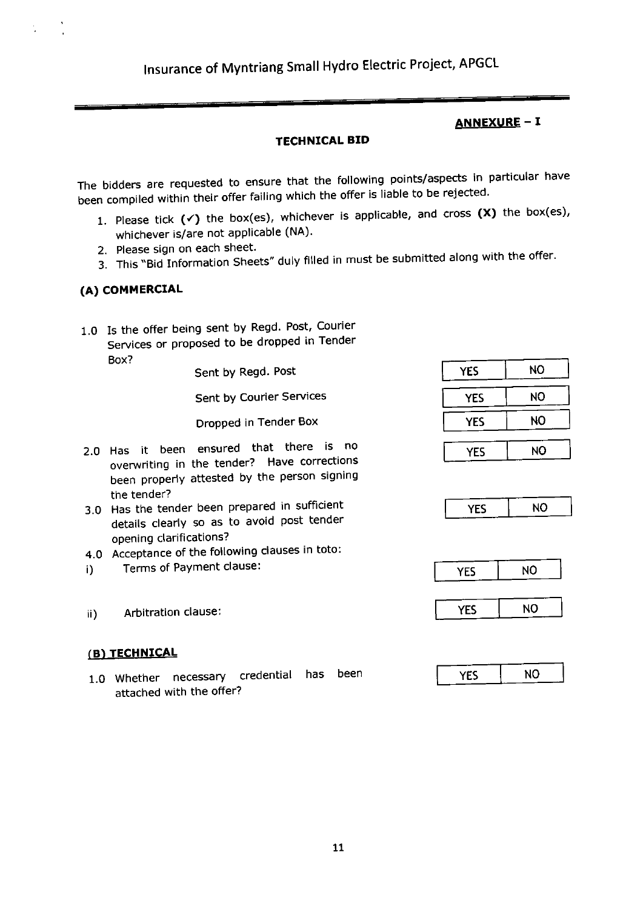## ANNEXURE – I

### TECHNICAL BID

The bidders are requested to ensure that the following points/aspects in particular have been compiled within their offer failing which the offer is liable to be rejected.

1. Please tick (✓) the box(es), whichever is applicable, and cross (X) the box(es), whichever is/are not applicable (NA).
2. Please sign on each sheet.
3. This "Bid Information Sheets" duly filled in must be submitted along with the offer.

### (A) COMMERCIAL

1.0 Is the offer being sent by Regd. Post, Courier Services or proposed to be dropped in Tender Box?

| | | |
|---|---|---|
| Sent by Regd. Post | YES | NO |
| Sent by Courier Services | YES | NO |
| Dropped in Tender Box | YES | NO |

2.0 Has it been ensured that there is no overwriting in the tender? Have corrections been properly attested by the person signing the tender? | YES | NO |

3.0 Has the tender been prepared in sufficient details clearly so as to avoid post tender opening clarifications? | YES | NO |

4.0 Acceptance of the following clauses in toto:

| | | |
|---|---|---|
| i) Terms of Payment clause: | YES | NO |
| ii) Arbitration clause: | YES | NO |

### (B) TECHNICAL

1.0 Whether necessary credential has been attached with the offer? | YES | NO |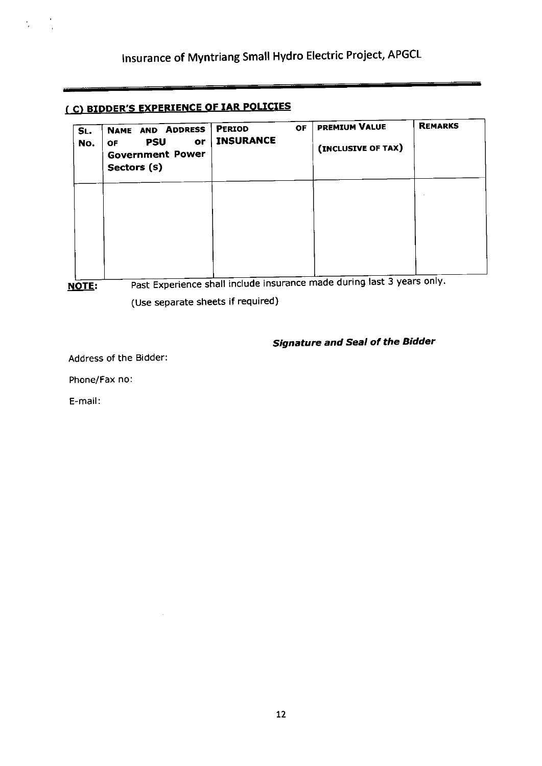## ( C) BIDDER'S EXPERIENCE OF IAR POLICIES

| SL. No. | NAME AND ADDRESS OF PSU or Government Power Sectors (s) | PERIOD OF INSURANCE | PREMIUM VALUE (INCLUSIVE OF TAX) | REMARKS |
|---|---|---|---|---|
| | | | | |

**NOTE:** Past Experience shall include insurance made during last 3 years only.

(Use separate sheets if required)

***Signature and Seal of the Bidder***

Address of the Bidder:

Phone/Fax no:

E-mail: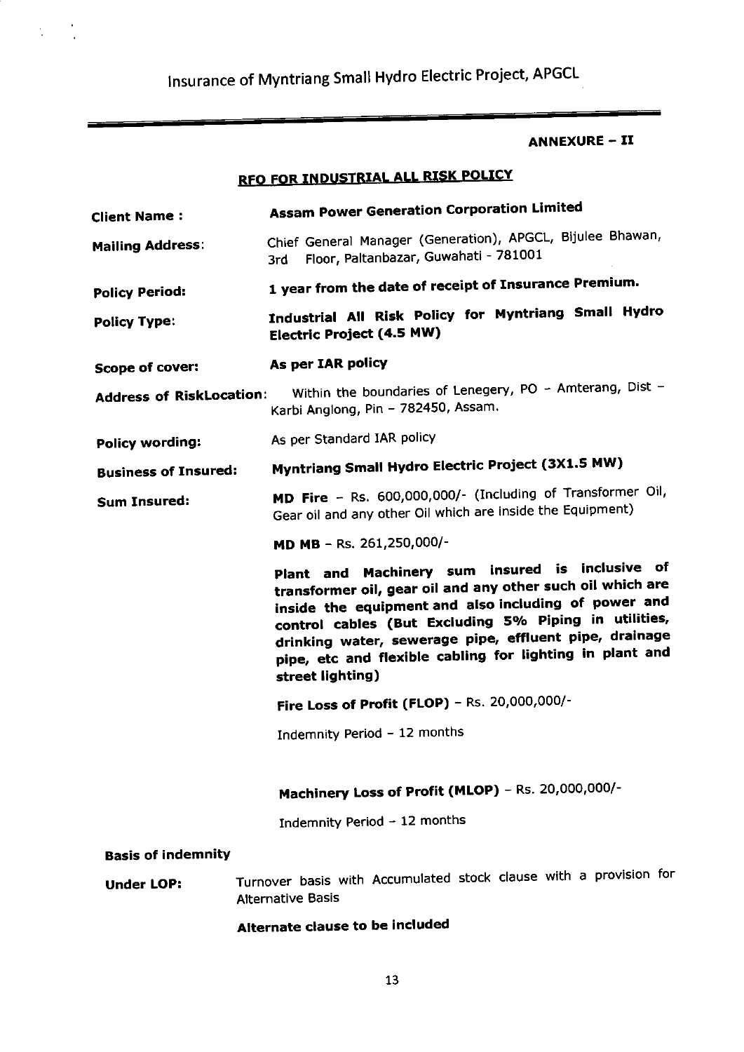**ANNEXURE – II**

## RFO FOR INDUSTRIAL ALL RISK POLICY

**Client Name :** **Assam Power Generation Corporation Limited**

**Mailing Address:** Chief General Manager (Generation), APGCL, Bijulee Bhawan, 3rd Floor, Paltanbazar, Guwahati - 781001

**Policy Period:** **1 year from the date of receipt of Insurance Premium.**

**Policy Type:** **Industrial All Risk Policy for Myntriang Small Hydro Electric Project (4.5 MW)**

**Scope of cover:** **As per IAR policy**

**Address of RiskLocation:** Within the boundaries of Lenegery, PO - Amterang, Dist - Karbi Anglong, Pin - 782450, Assam.

**Policy wording:** As per Standard IAR policy

**Business of Insured:** **Myntriang Small Hydro Electric Project (3X1.5 MW)**

**Sum Insured:** **MD Fire** - Rs. 600,000,000/- (Including of Transformer Oil, Gear oil and any other Oil which are inside the Equipment)

**MD MB** - Rs. 261,250,000/-

**Plant and Machinery sum insured is inclusive of transformer oil, gear oil and any other such oil which are inside the equipment and also including of power and control cables (But Excluding 5% Piping in utilities, drinking water, sewerage pipe, effluent pipe, drainage pipe, etc and flexible cabling for lighting in plant and street lighting)**

**Fire Loss of Profit (FLOP)** - Rs. 20,000,000/-

Indemnity Period - 12 months

**Machinery Loss of Profit (MLOP)** - Rs. 20,000,000/-

Indemnity Period - 12 months

**Basis of indemnity**

**Under LOP:** Turnover basis with Accumulated stock clause with a provision for Alternative Basis

**Alternate clause to be included**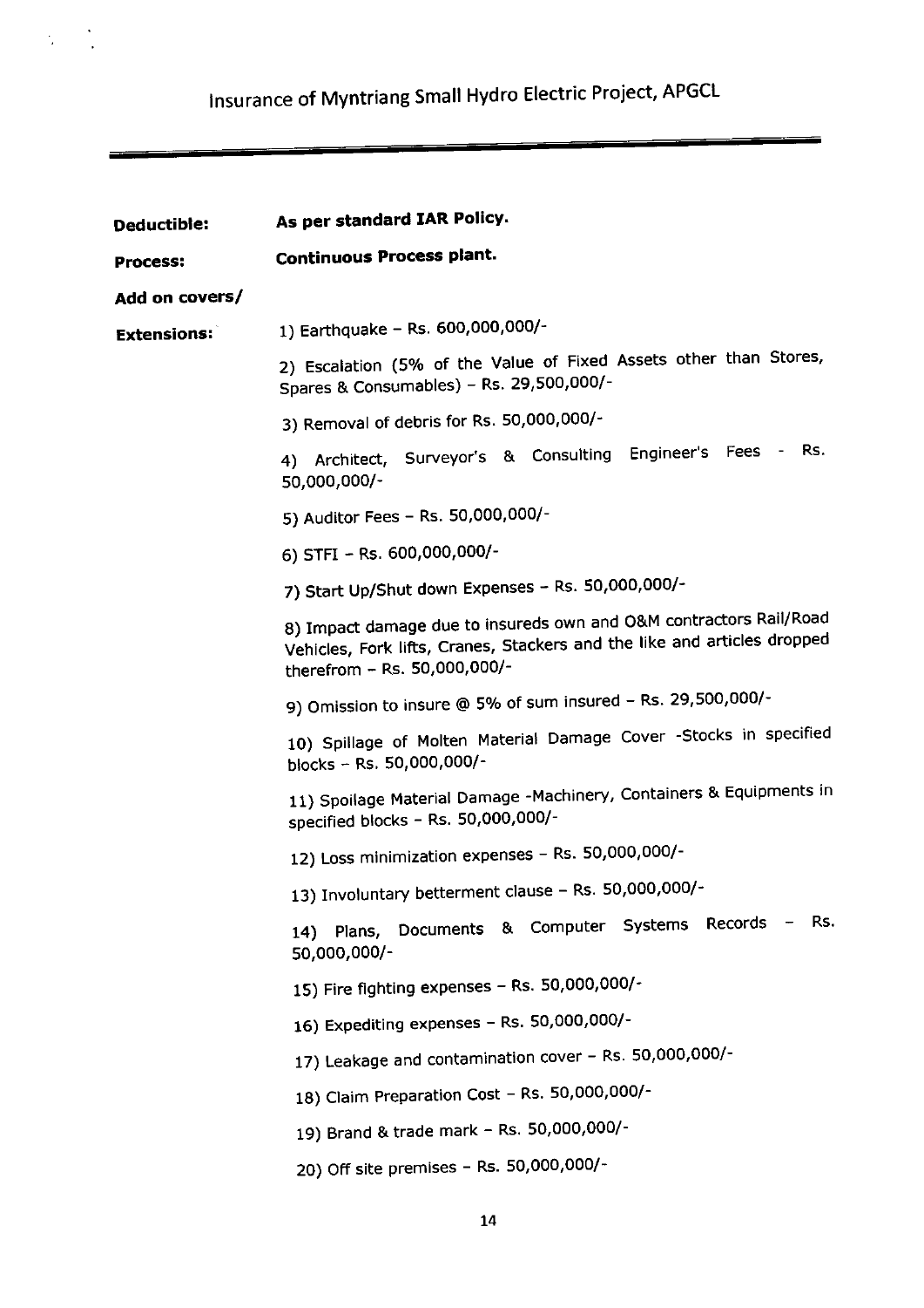**Deductible:** **As per standard IAR Policy.**

**Process:** **Continuous Process plant.**

**Add on covers/ Extensions:**

1) Earthquake – Rs. 600,000,000/-

2) Escalation (5% of the Value of Fixed Assets other than Stores, Spares & Consumables) – Rs. 29,500,000/-

3) Removal of debris for Rs. 50,000,000/-

4) Architect, Surveyor's & Consulting Engineer's Fees - Rs. 50,000,000/-

5) Auditor Fees – Rs. 50,000,000/-

6) STFI – Rs. 600,000,000/-

7) Start Up/Shut down Expenses – Rs. 50,000,000/-

8) Impact damage due to insureds own and O&M contractors Rail/Road Vehicles, Fork lifts, Cranes, Stackers and the like and articles dropped therefrom – Rs. 50,000,000/-

9) Omission to insure @ 5% of sum insured – Rs. 29,500,000/-

10) Spillage of Molten Material Damage Cover -Stocks in specified blocks – Rs. 50,000,000/-

11) Spoilage Material Damage -Machinery, Containers & Equipments in specified blocks – Rs. 50,000,000/-

12) Loss minimization expenses – Rs. 50,000,000/-

13) Involuntary betterment clause – Rs. 50,000,000/-

14) Plans, Documents & Computer Systems Records – Rs. 50,000,000/-

15) Fire fighting expenses – Rs. 50,000,000/-

16) Expediting expenses – Rs. 50,000,000/-

17) Leakage and contamination cover – Rs. 50,000,000/-

18) Claim Preparation Cost – Rs. 50,000,000/-

19) Brand & trade mark – Rs. 50,000,000/-

20) Off site premises – Rs. 50,000,000/-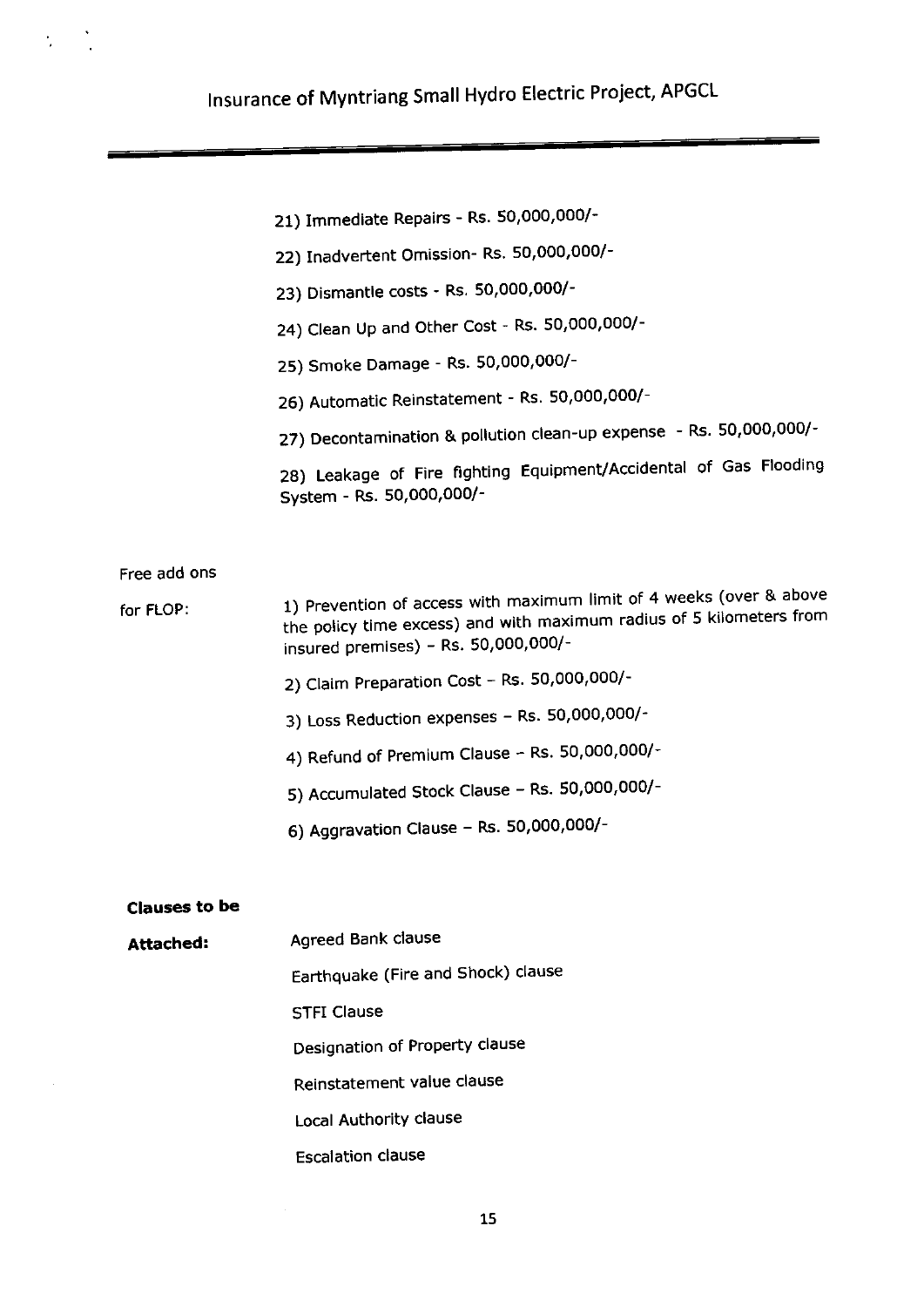21) Immediate Repairs - Rs. 50,000,000/-

22) Inadvertent Omission- Rs. 50,000,000/-

23) Dismantle costs - Rs. 50,000,000/-

24) Clean Up and Other Cost - Rs. 50,000,000/-

25) Smoke Damage - Rs. 50,000,000/-

26) Automatic Reinstatement - Rs. 50,000,000/-

27) Decontamination & pollution clean-up expense - Rs. 50,000,000/-

28) Leakage of Fire fighting Equipment/Accidental of Gas Flooding System - Rs. 50,000,000/-

Free add ons for FLOP:

1) Prevention of access with maximum limit of 4 weeks (over & above the policy time excess) and with maximum radius of 5 kilometers from insured premises) – Rs. 50,000,000/-

2) Claim Preparation Cost – Rs. 50,000,000/-

3) Loss Reduction expenses – Rs. 50,000,000/-

4) Refund of Premium Clause – Rs. 50,000,000/-

5) Accumulated Stock Clause – Rs. 50,000,000/-

6) Aggravation Clause – Rs. 50,000,000/-

**Clauses to be Attached:**

Agreed Bank clause

Earthquake (Fire and Shock) clause

STFI Clause

Designation of Property clause

Reinstatement value clause

Local Authority clause

Escalation clause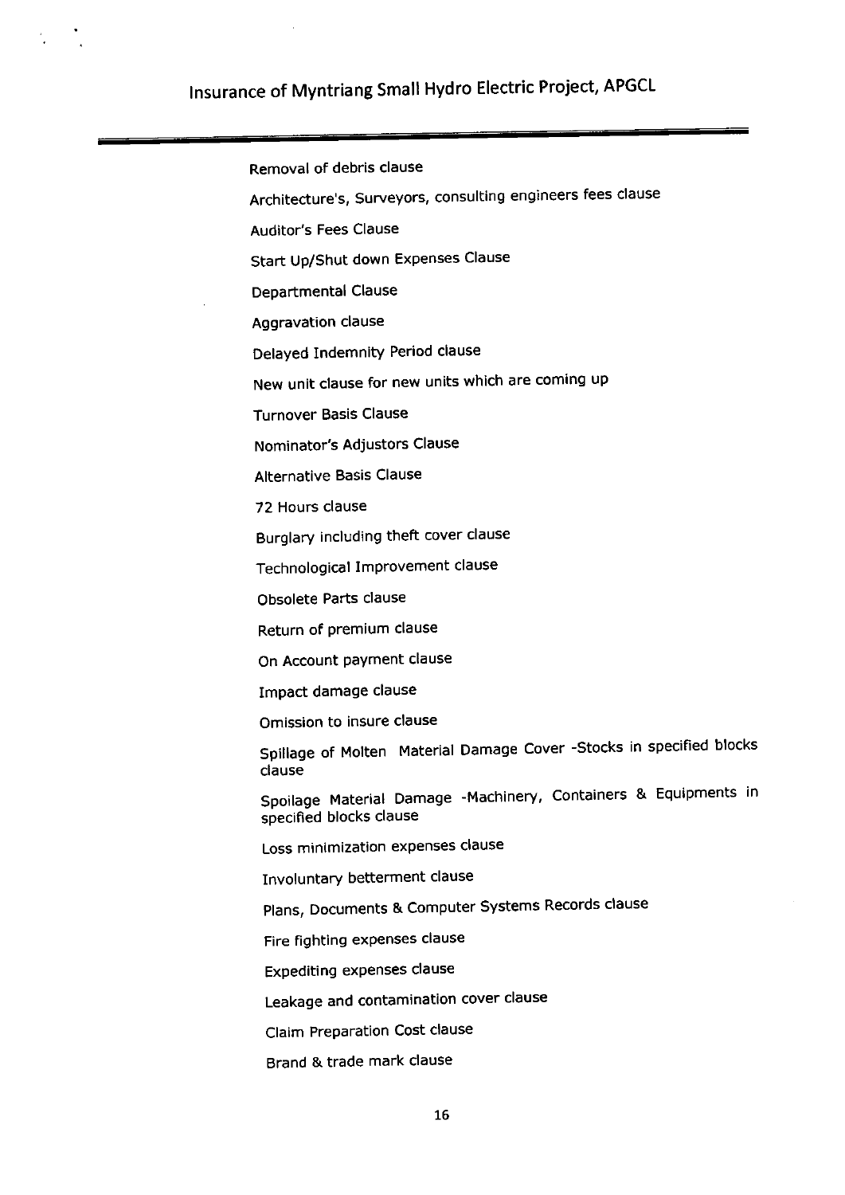Removal of debris clause

Architecture's, Surveyors, consulting engineers fees clause

Auditor's Fees Clause

Start Up/Shut down Expenses Clause

Departmental Clause

Aggravation clause

Delayed Indemnity Period clause

New unit clause for new units which are coming up

Turnover Basis Clause

Nominator's Adjustors Clause

Alternative Basis Clause

72 Hours clause

Burglary including theft cover clause

Technological Improvement clause

Obsolete Parts clause

Return of premium clause

On Account payment clause

Impact damage clause

Omission to insure clause

Spillage of Molten Material Damage Cover -Stocks in specified blocks clause

Spoilage Material Damage -Machinery, Containers & Equipments in specified blocks clause

Loss minimization expenses clause

Involuntary betterment clause

Plans, Documents & Computer Systems Records clause

Fire fighting expenses clause

Expediting expenses clause

Leakage and contamination cover clause

Claim Preparation Cost clause

Brand & trade mark clause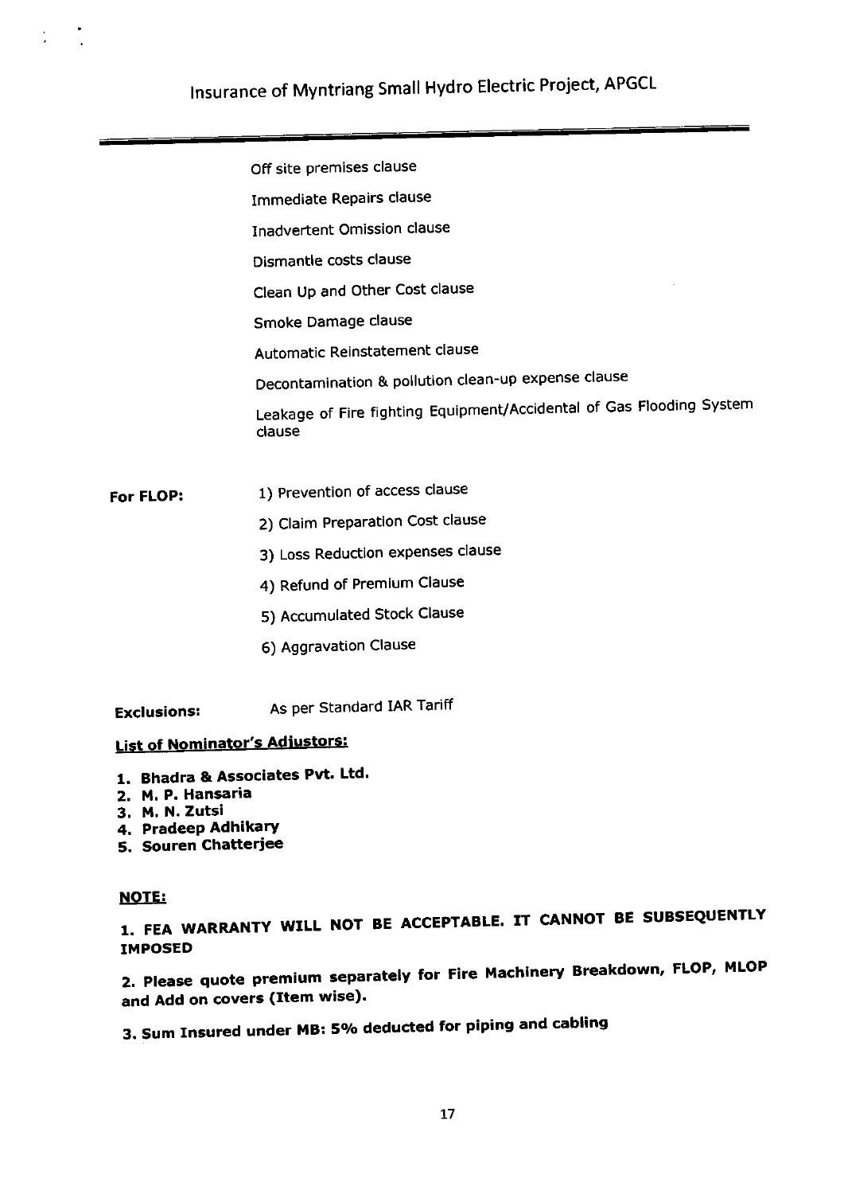Off site premises clause

Immediate Repairs clause

Inadvertent Omission clause

Dismantle costs clause

Clean Up and Other Cost clause

Smoke Damage clause

Automatic Reinstatement clause

Decontamination & pollution clean-up expense clause

Leakage of Fire fighting Equipment/Accidental of Gas Flooding System clause

**For FLOP:**

1) Prevention of access clause
2) Claim Preparation Cost clause
3) Loss Reduction expenses clause
4) Refund of Premium Clause
5) Accumulated Stock Clause
6) Aggravation Clause

**Exclusions:** As per Standard IAR Tariff

**List of Nominator's Adjustors:**

1. **Bhadra & Associates Pvt. Ltd.**
2. **M. P. Hansaria**
3. **M. N. Zutsi**
4. **Pradeep Adhikary**
5. **Souren Chatterjee**

**NOTE:**

**1. FEA WARRANTY WILL NOT BE ACCEPTABLE. IT CANNOT BE SUBSEQUENTLY IMPOSED**

**2. Please quote premium separately for Fire Machinery Breakdown, FLOP, MLOP and Add on covers (Item wise).**

**3. Sum Insured under MB: 5% deducted for piping and cabling**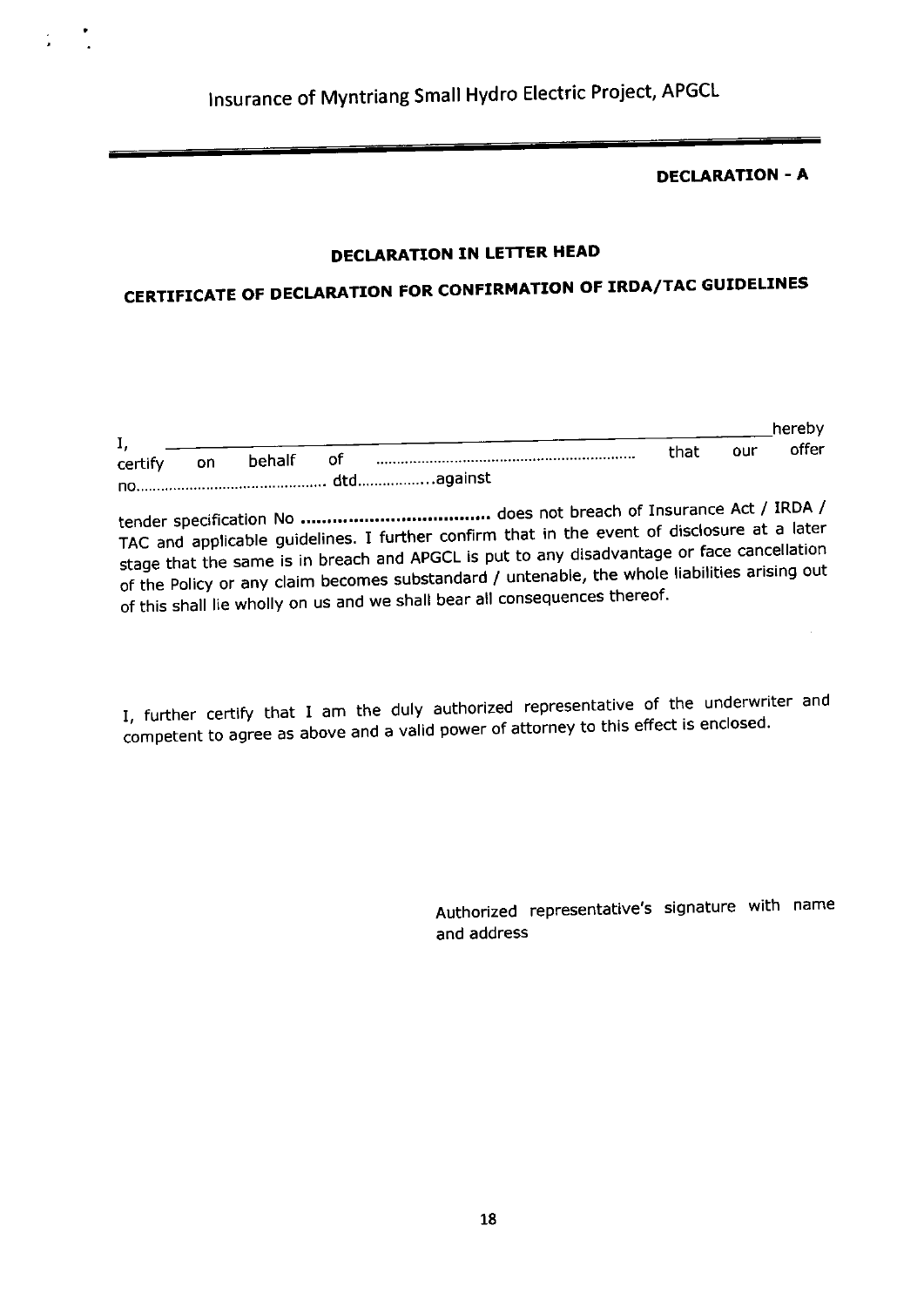**DECLARATION - A**

## DECLARATION IN LETTER HEAD

## CERTIFICATE OF DECLARATION FOR CONFIRMATION OF IRDA/TAC GUIDELINES

I, \_\_\_\_\_\_\_\_\_\_\_\_\_\_\_\_\_\_\_\_\_\_\_\_\_\_\_\_\_\_\_\_\_\_\_\_\_\_\_\_\_\_\_\_\_\_\_\_\_\_\_\_\_\_\_\_hereby certify on behalf of ............................................................ that our offer no.............................................. dtd..................against

tender specification No **...................................** does not breach of Insurance Act / IRDA / TAC and applicable guidelines. I further confirm that in the event of disclosure at a later stage that the same is in breach and APGCL is put to any disadvantage or face cancellation of the Policy or any claim becomes substandard / untenable, the whole liabilities arising out of this shall lie wholly on us and we shall bear all consequences thereof.

I, further certify that I am the duly authorized representative of the underwriter and competent to agree as above and a valid power of attorney to this effect is enclosed.

Authorized representative's signature with name and address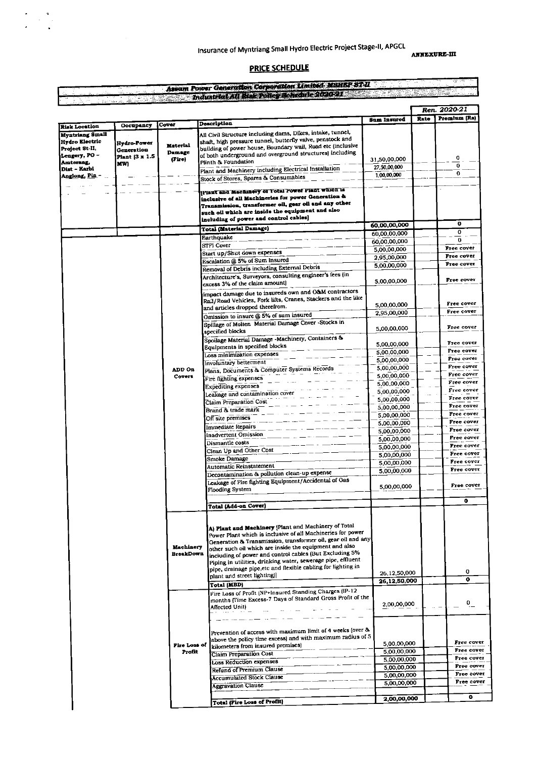Insurance of Myntriang Small Hydro Electric Project Stage-II, APGCL

**ANNEXURE-III**

## PRICE SCHEDULE

**Assam Power Generation Corporation Limited- MSHEP ST-II**

**Industrial All Risk Policy Schedule 2020-21**

| Risk Location | Occupancy | Cover | Description | Sum Insured | Rate | Ren. 2020-21 Premium (Rs) |
|---|---|---|---|---|---|---|
| **Myntriang Small Hydro Electric Project St-II, Lengery, PO – Amterang, Dist – Karbi Anglong, Pin –** | **Hydro-Power Generation Plant (3 x 1.5 MW)** | **Material Damage (Fire)** | All Civil Structure including dams, Dikes, intake, tunnel, shaft, high pressure tunnel, butterfly valve, penstock and building of power house, Boundary wall, Road etc (inclusive of both underground and overground structures) including Plinth & Foundation | 31,50,00,000 | | 0 |
| | | | Plant and Machinery including Electrical Installation | 27,50,00,000 | | 0 |
| | | | Stock of Stores, Spares & Consumables | 1,00,00,000 | | 0 |
| | | | **[Plant and Machinery of Total Power Plant which is inclusive of all Machineries for power Generation & Transmission, transformer oil, gear oil and any other such oil which are inside the equipment and also including of power and control cables]** | | | |
| | | | **Total (Material Damage)** | 60,00,00,000 | | 0 |
| | | **ADD On Covers** | Earthquake | 60,00,00,000 | | 0 |
| | | | STFI Cover | 60,00,00,000 | | 0 |
| | | | Start up/Shut down expenses | 5,00,00,000 | | Free cover |
| | | | Escalation @ 5% of Sum Insured | 2,95,00,000 | | Free cover |
| | | | Removal of Debris including External Debris | 5,00,00,000 | | Free cover |
| | | | Architecture's, Surveyors, consulting engineer's fees (in excess 3% of the claim amount) | 5,00,00,000 | | Free cover |
| | | | Impact damage due to insureds own and O&M contractors Rail/Road Vehicles, Fork lifts, Cranes, Stackers and the like and articles dropped therefrom. | 5,00,00,000 | | Free cover |
| | | | Omission to insure @ 5% of sum insured | 2,95,00,000 | | Free cover |
| | | | Spillage of Molten Material Damage Cover -Stocks in specified blocks | 5,00,00,000 | | Free cover |
| | | | Spoilage Material Damage -Machinery, Containers & Equipments in specified blocks | 5,00,00,000 | | Free cover |
| | | | Loss minimization expenses | 5,00,00,000 | | Free cover |
| | | | Involuntary betterment | 5,00,00,000 | | Free cover |
| | | | Plans, Documents & Computer Systems Records | 5,00,00,000 | | Free cover |
| | | | Fire fighting expenses | 5,00,00,000 | | Free cover |
| | | | Expediting expenses | 5,00,00,000 | | Free cover |
| | | | Leakage and contamination cover | 5,00,00,000 | | Free cover |
| | | | Claim Preparation Cost | 5,00,00,000 | | Free cover |
| | | | Brand & trade mark | 5,00,00,000 | | Free cover |
| | | | Off site premises | 5,00,00,000 | | Free cover |
| | | | Immediate Repairs | 5,00,00,000 | | Free cover |
| | | | Inadvertent Omission | 5,00,00,000 | | Free cover |
| | | | Dismantle costs | 5,00,00,000 | | Free cover |
| | | | Clean Up and Other Cost | 5,00,00,000 | | Free cover |
| | | | Smoke Damage | 5,00,00,000 | | Free cover |
| | | | Automatic Reinstatement | 5,00,00,000 | | Free cover |
| | | | Decontamination & pollution clean-up expense | 5,00,00,000 | | Free cover |
| | | | Leakage of Fire fighting Equipment/Accidental of Gas Flooding System | 5,00,00,000 | | Free cover |
| | | | **Total (Add-on Cover)** | | | 0 |
| | | **Machinery BreakDown** | **A) Plant and Machinery** [Plant and Machinery of Total Power Plant which is inclusive of all Machineries for power Generation & Transmission, transformer oil, gear oil and any other such oil which are inside the equipment and also including of power and control cables (But Excluding 5% Piping in utilities, drinking water, sewerage pipe, effluent pipe, drainage pipe,etc and flexible cabling for lighting in plant and street lighting)] | 26,12,50,000 | | 0 |
| | | | **Total (MBD)** | 26,12,50,000 | | 0 |
| | | **Fire Loss of Profit** | Fire Loss of Profit [NP+Insured Standing Charges (IP-12 months (Time Excess-7 Days of Standard Gross Profit of the Affected Unit) | 2,00,00,000 | | 0 |
| | | | Prevention of access with maximum limit of 4 weeks (over & above the policy time excess) and with maximum radius of 5 kilometers from insured premises) | 5,00,00,000 | | Free cover |
| | | | Claim Preparation Cost | 5,00,00,000 | | Free cover |
| | | | Loss Reduction expenses | 5,00,00,000 | | Free cover |
| | | | Refund of Premium Clause | 5,00,00,000 | | Free cover |
| | | | Accumulated Stock Clause | 5,00,00,000 | | Free cover |
| | | | Aggravation Clause | 5,00,00,000 | | Free cover |
| | | | **Total (Fire Loss of Profit)** | 2,00,00,000 | | 0 |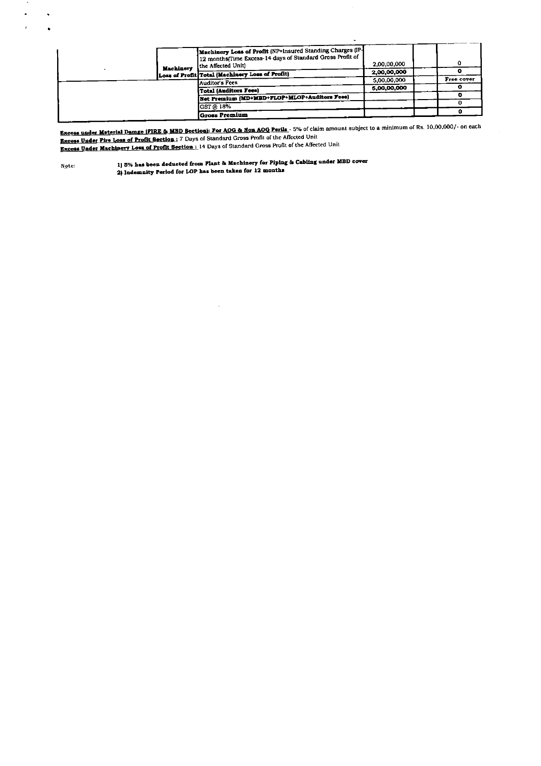| | | | | | |
|---|---|---|---|---|---|
| | Machinery Loss of Profit | Machinery Loss of Profit (NP+Insured Standing Charges (IP-12 months(Time Excess-14 days of Standard Gross Profit of the Affected Unit) | 2,00,00,000 | | 0 |
| | | Total (Machinery Loss of Profit) | 2,00,00,000 | | 0 |
| | | Auditor's Fees | 5,00,00,000 | | Free cover |
| | | Total (Auditors Fees) | 5,00,00,000 | | 0 |
| | | Net Premium (MD+MBD+FLOP+MLOP+Auditors Fees) | | | 0 |
| | | GST @ 18% | | | 0 |
| | | Gross Premium | | | 0 |

**Excess under Material Damge (FIRE & MBD Section): For AOG & Non AOG Perils** - 5% of claim amount subject to a minimum of Rs. 10,00,000/- on each

**Excess Under Fire Loss of Profit Section :** 7 Days of Standard Gross Profit of the Affected Unit

**Excess Under Machinery Loss of Profit Section :** 14 Days of Standard Gross Profit of the Affected Unit

Note:

**1) 5% has been deducted from Plant & Machinery for Piping & Cabling under MBD cover**

**2) Indemnity Period for LOP has been taken for 12 months**